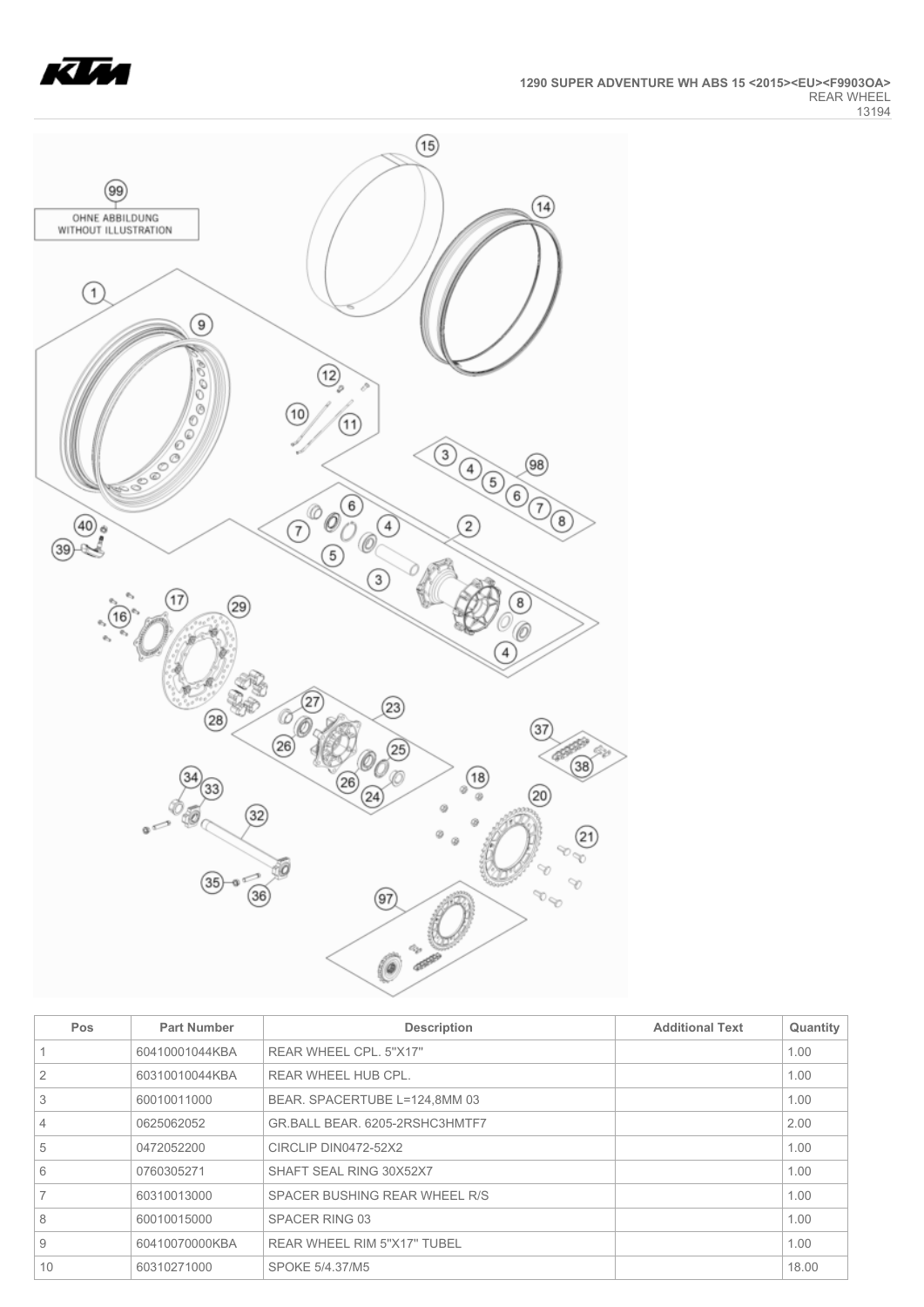**1290 SUPER ADVENTURE WH ABS 15 <2015><EU><F9903OA>**
REAR WHEEL
13194

OHNE ABBILDUNG
WITHOUT ILLUSTRATION

| Pos | Part Number | Description | Additional Text | Quantity |
|---|---|---|---|---|
| 1 | 60410001044KBA | REAR WHEEL CPL. 5"X17" | | 1.00 |
| 2 | 60310010044KBA | REAR WHEEL HUB CPL. | | 1.00 |
| 3 | 60010011000 | BEAR. SPACERTUBE L=124,8MM 03 | | 1.00 |
| 4 | 0625062052 | GR.BALL BEAR. 6205-2RSHC3HMTF7 | | 2.00 |
| 5 | 0472052200 | CIRCLIP DIN0472-52X2 | | 1.00 |
| 6 | 0760305271 | SHAFT SEAL RING 30X52X7 | | 1.00 |
| 7 | 60310013000 | SPACER BUSHING REAR WHEEL R/S | | 1.00 |
| 8 | 60010015000 | SPACER RING 03 | | 1.00 |
| 9 | 60410070000KBA | REAR WHEEL RIM 5"X17" TUBEL | | 1.00 |
| 10 | 60310271000 | SPOKE 5/4.37/M5 | | 18.00 |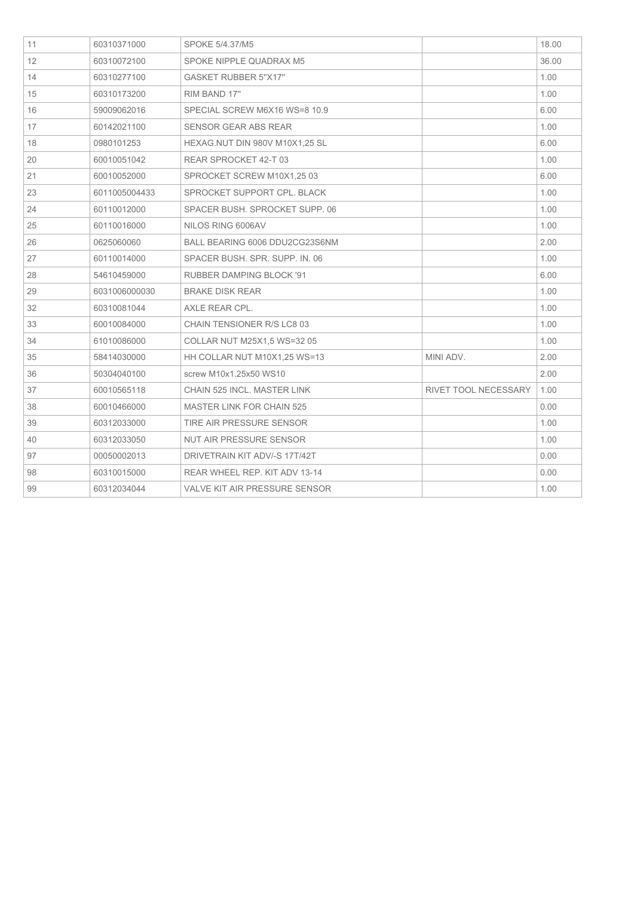| | | | | |
|---|---|---|---|---|
| 11 | 60310371000 | SPOKE 5/4.37/M5 | | 18.00 |
| 12 | 60310072100 | SPOKE NIPPLE QUADRAX M5 | | 36.00 |
| 14 | 60310277100 | GASKET RUBBER 5"X17" | | 1.00 |
| 15 | 60310173200 | RIM BAND 17" | | 1.00 |
| 16 | 59009062016 | SPECIAL SCREW M6X16 WS=8 10.9 | | 6.00 |
| 17 | 60142021100 | SENSOR GEAR ABS REAR | | 1.00 |
| 18 | 0980101253 | HEXAG.NUT DIN 980V M10X1,25 SL | | 6.00 |
| 20 | 60010051042 | REAR SPROCKET 42-T 03 | | 1.00 |
| 21 | 60010052000 | SPROCKET SCREW M10X1,25 03 | | 6.00 |
| 23 | 6011005004433 | SPROCKET SUPPORT CPL. BLACK | | 1.00 |
| 24 | 60110012000 | SPACER BUSH. SPROCKET SUPP. 06 | | 1.00 |
| 25 | 60110016000 | NILOS RING 6006AV | | 1.00 |
| 26 | 0625060060 | BALL BEARING 6006 DDU2CG23S6NM | | 2.00 |
| 27 | 60110014000 | SPACER BUSH. SPR. SUPP. IN. 06 | | 1.00 |
| 28 | 54610459000 | RUBBER DAMPING BLOCK '91 | | 6.00 |
| 29 | 6031006000030 | BRAKE DISK REAR | | 1.00 |
| 32 | 60310081044 | AXLE REAR CPL. | | 1.00 |
| 33 | 60010084000 | CHAIN TENSIONER R/S LC8 03 | | 1.00 |
| 34 | 61010086000 | COLLAR NUT M25X1,5 WS=32 05 | | 1.00 |
| 35 | 58414030000 | HH COLLAR NUT M10X1,25 WS=13 | MINI ADV. | 2.00 |
| 36 | 50304040100 | screw M10x1.25x50 WS10 | | 2.00 |
| 37 | 60010565118 | CHAIN 525 INCL. MASTER LINK | RIVET TOOL NECESSARY | 1.00 |
| 38 | 60010466000 | MASTER LINK FOR CHAIN 525 | | 0.00 |
| 39 | 60312033000 | TIRE AIR PRESSURE SENSOR | | 1.00 |
| 40 | 60312033050 | NUT AIR PRESSURE SENSOR | | 1.00 |
| 97 | 00050002013 | DRIVETRAIN KIT ADV/-S 17T/42T | | 0.00 |
| 98 | 60310015000 | REAR WHEEL REP. KIT ADV 13-14 | | 0.00 |
| 99 | 60312034044 | VALVE KIT AIR PRESSURE SENSOR | | 1.00 |